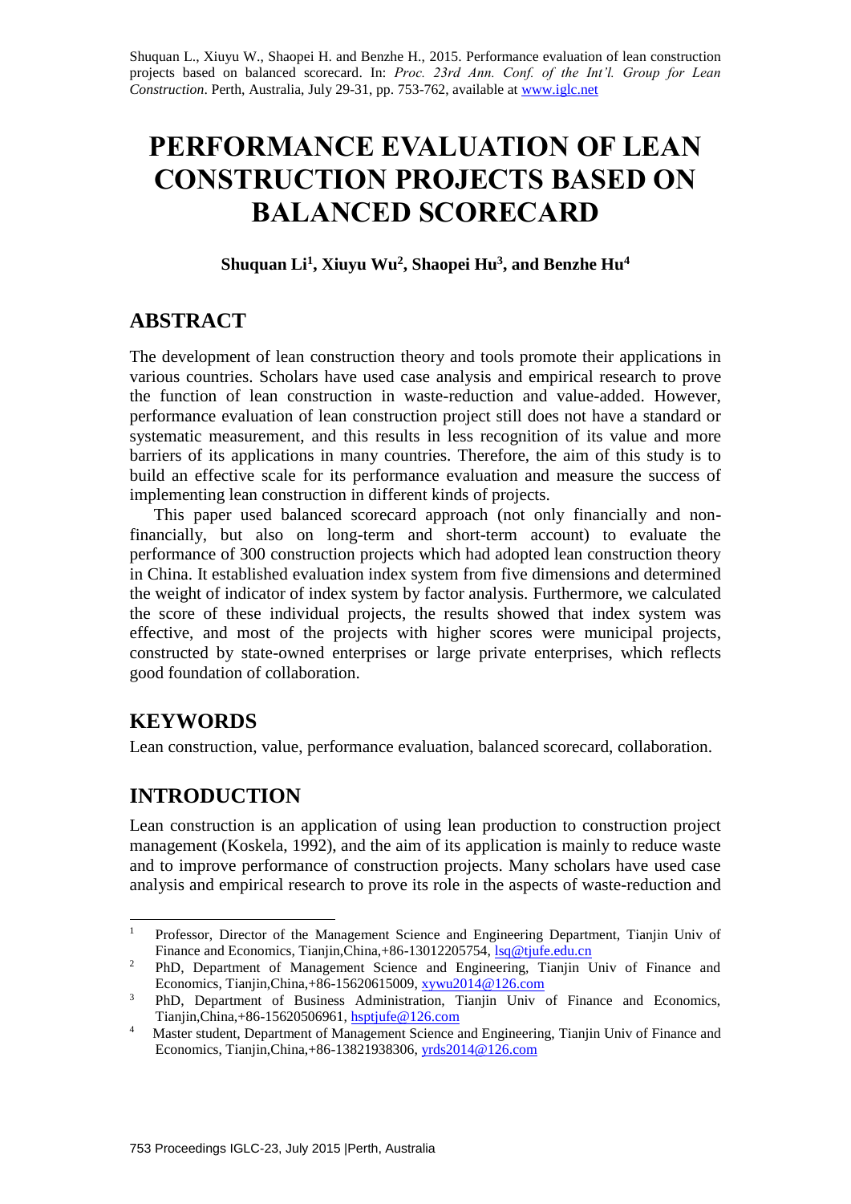Shuquan L., Xiuyu W., Shaopei H. and Benzhe H., 2015. Performance evaluation of lean construction projects based on balanced scorecard. In: *Proc. 23rd Ann. Conf. of the Int'l. Group for Lean Construction*. Perth, Australia, July 29-31, pp. 753-762, available at www.iglc.net

# PERFORMANCE EVALUATION OF LEAN CONSTRUCTION PROJECTS BASED ON BALANCED SCORECARD

**Shuquan Li[1], Xiuyu Wu[2], Shaopei Hu[3], and Benzhe Hu[4]**

## ABSTRACT

The development of lean construction theory and tools promote their applications in various countries. Scholars have used case analysis and empirical research to prove the function of lean construction in waste-reduction and value-added. However, performance evaluation of lean construction project still does not have a standard or systematic measurement, and this results in less recognition of its value and more barriers of its applications in many countries. Therefore, the aim of this study is to build an effective scale for its performance evaluation and measure the success of implementing lean construction in different kinds of projects.

This paper used balanced scorecard approach (not only financially and non-financially, but also on long-term and short-term account) to evaluate the performance of 300 construction projects which had adopted lean construction theory in China. It established evaluation index system from five dimensions and determined the weight of indicator of index system by factor analysis. Furthermore, we calculated the score of these individual projects, the results showed that index system was effective, and most of the projects with higher scores were municipal projects, constructed by state-owned enterprises or large private enterprises, which reflects good foundation of collaboration.

## KEYWORDS

Lean construction, value, performance evaluation, balanced scorecard, collaboration.

## INTRODUCTION

Lean construction is an application of using lean production to construction project management (Koskela, 1992), and the aim of its application is mainly to reduce waste and to improve performance of construction projects. Many scholars have used case analysis and empirical research to prove its role in the aspects of waste-reduction and

---

[1] Professor, Director of the Management Science and Engineering Department, Tianjin Univ of Finance and Economics, Tianjin,China,+86-13012205754, lsq@tjufe.edu.cn

[2] PhD, Department of Management Science and Engineering, Tianjin Univ of Finance and Economics, Tianjin,China,+86-15620615009, xywu2014@126.com

[3] PhD, Department of Business Administration, Tianjin Univ of Finance and Economics, Tianjin,China,+86-15620506961, hsptjufe@126.com

[4] Master student, Department of Management Science and Engineering, Tianjin Univ of Finance and Economics, Tianjin,China,+86-13821938306, yrds2014@126.com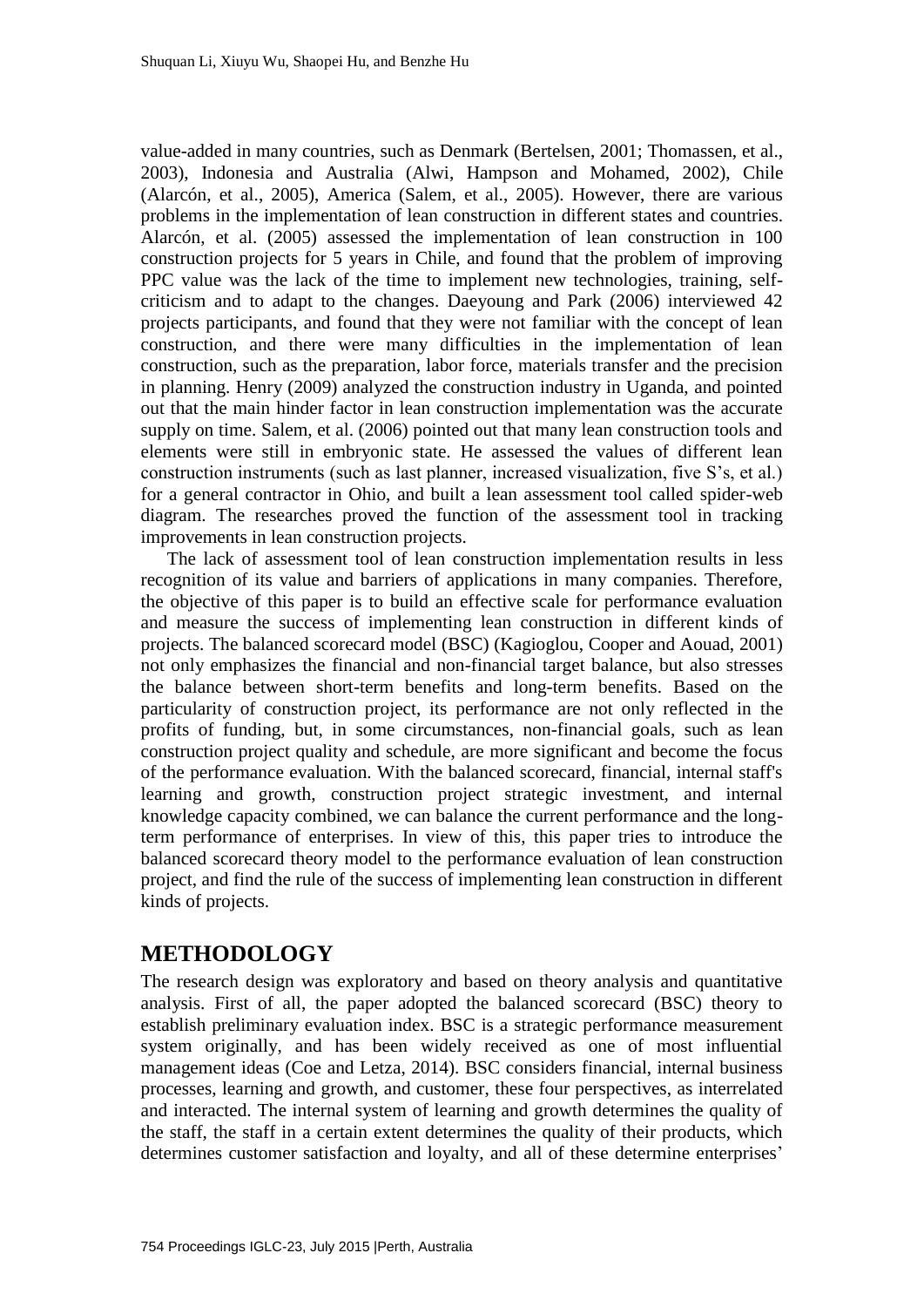value-added in many countries, such as Denmark (Bertelsen, 2001; Thomassen, et al., 2003), Indonesia and Australia (Alwi, Hampson and Mohamed, 2002), Chile (Alarcón, et al., 2005), America (Salem, et al., 2005). However, there are various problems in the implementation of lean construction in different states and countries. Alarcón, et al. (2005) assessed the implementation of lean construction in 100 construction projects for 5 years in Chile, and found that the problem of improving PPC value was the lack of the time to implement new technologies, training, self-criticism and to adapt to the changes. Daeyoung and Park (2006) interviewed 42 projects participants, and found that they were not familiar with the concept of lean construction, and there were many difficulties in the implementation of lean construction, such as the preparation, labor force, materials transfer and the precision in planning. Henry (2009) analyzed the construction industry in Uganda, and pointed out that the main hinder factor in lean construction implementation was the accurate supply on time. Salem, et al. (2006) pointed out that many lean construction tools and elements were still in embryonic state. He assessed the values of different lean construction instruments (such as last planner, increased visualization, five S's, et al.) for a general contractor in Ohio, and built a lean assessment tool called spider-web diagram. The researches proved the function of the assessment tool in tracking improvements in lean construction projects.

The lack of assessment tool of lean construction implementation results in less recognition of its value and barriers of applications in many companies. Therefore, the objective of this paper is to build an effective scale for performance evaluation and measure the success of implementing lean construction in different kinds of projects. The balanced scorecard model (BSC) (Kagioglou, Cooper and Aouad, 2001) not only emphasizes the financial and non-financial target balance, but also stresses the balance between short-term benefits and long-term benefits. Based on the particularity of construction project, its performance are not only reflected in the profits of funding, but, in some circumstances, non-financial goals, such as lean construction project quality and schedule, are more significant and become the focus of the performance evaluation. With the balanced scorecard, financial, internal staff's learning and growth, construction project strategic investment, and internal knowledge capacity combined, we can balance the current performance and the long-term performance of enterprises. In view of this, this paper tries to introduce the balanced scorecard theory model to the performance evaluation of lean construction project, and find the rule of the success of implementing lean construction in different kinds of projects.

## METHODOLOGY

The research design was exploratory and based on theory analysis and quantitative analysis. First of all, the paper adopted the balanced scorecard (BSC) theory to establish preliminary evaluation index. BSC is a strategic performance measurement system originally, and has been widely received as one of most influential management ideas (Coe and Letza, 2014). BSC considers financial, internal business processes, learning and growth, and customer, these four perspectives, as interrelated and interacted. The internal system of learning and growth determines the quality of the staff, the staff in a certain extent determines the quality of their products, which determines customer satisfaction and loyalty, and all of these determine enterprises'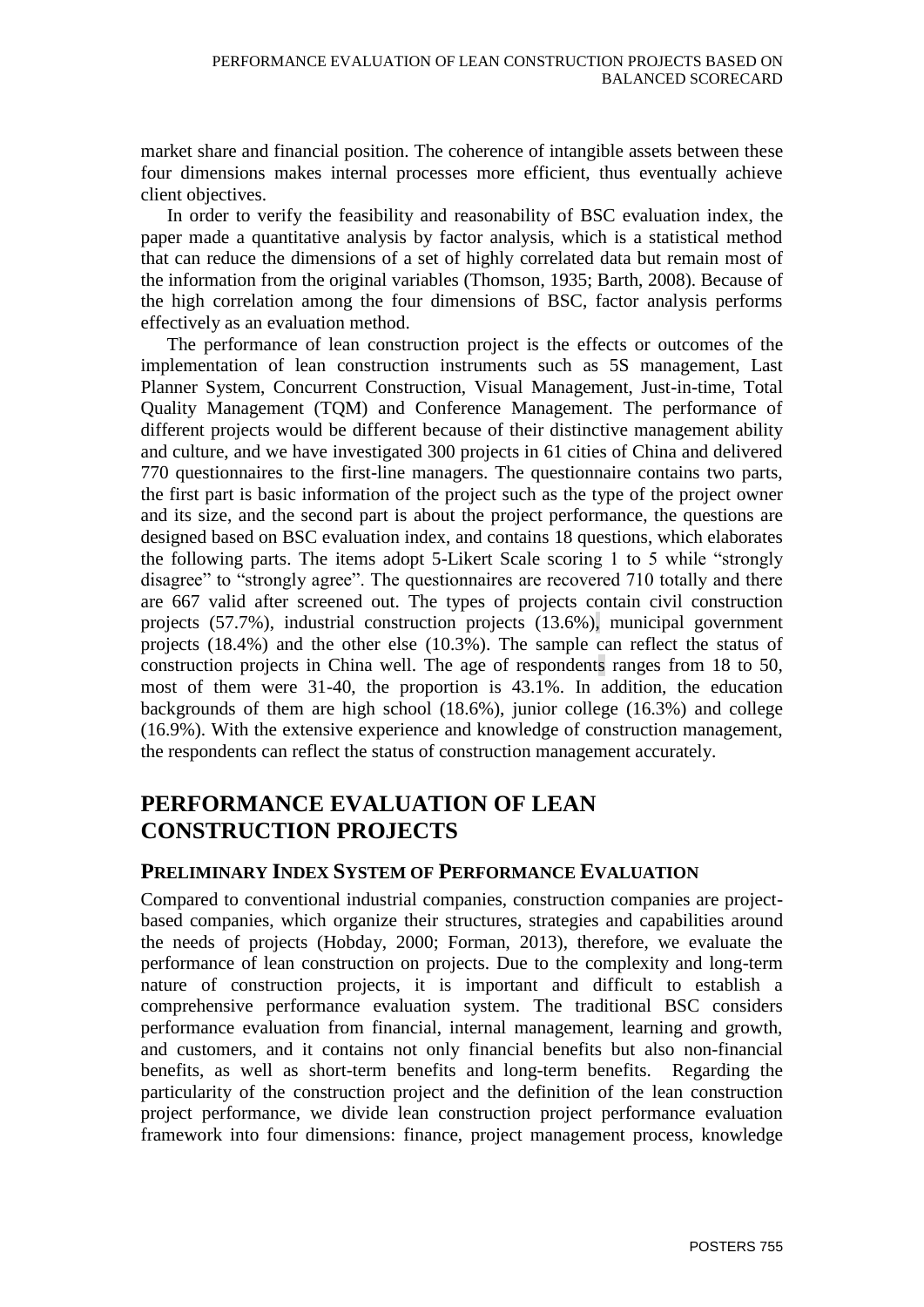market share and financial position. The coherence of intangible assets between these four dimensions makes internal processes more efficient, thus eventually achieve client objectives.

In order to verify the feasibility and reasonability of BSC evaluation index, the paper made a quantitative analysis by factor analysis, which is a statistical method that can reduce the dimensions of a set of highly correlated data but remain most of the information from the original variables (Thomson, 1935; Barth, 2008). Because of the high correlation among the four dimensions of BSC, factor analysis performs effectively as an evaluation method.

The performance of lean construction project is the effects or outcomes of the implementation of lean construction instruments such as 5S management, Last Planner System, Concurrent Construction, Visual Management, Just-in-time, Total Quality Management (TQM) and Conference Management. The performance of different projects would be different because of their distinctive management ability and culture, and we have investigated 300 projects in 61 cities of China and delivered 770 questionnaires to the first-line managers. The questionnaire contains two parts, the first part is basic information of the project such as the type of the project owner and its size, and the second part is about the project performance, the questions are designed based on BSC evaluation index, and contains 18 questions, which elaborates the following parts. The items adopt 5-Likert Scale scoring 1 to 5 while "strongly disagree" to "strongly agree". The questionnaires are recovered 710 totally and there are 667 valid after screened out. The types of projects contain civil construction projects (57.7%), industrial construction projects (13.6%), municipal government projects (18.4%) and the other else (10.3%). The sample can reflect the status of construction projects in China well. The age of respondents ranges from 18 to 50, most of them were 31-40, the proportion is 43.1%. In addition, the education backgrounds of them are high school (18.6%), junior college (16.3%) and college (16.9%). With the extensive experience and knowledge of construction management, the respondents can reflect the status of construction management accurately.

# PERFORMANCE EVALUATION OF LEAN CONSTRUCTION PROJECTS

## PRELIMINARY INDEX SYSTEM OF PERFORMANCE EVALUATION

Compared to conventional industrial companies, construction companies are project-based companies, which organize their structures, strategies and capabilities around the needs of projects (Hobday, 2000; Forman, 2013), therefore, we evaluate the performance of lean construction on projects. Due to the complexity and long-term nature of construction projects, it is important and difficult to establish a comprehensive performance evaluation system. The traditional BSC considers performance evaluation from financial, internal management, learning and growth, and customers, and it contains not only financial benefits but also non-financial benefits, as well as short-term benefits and long-term benefits. Regarding the particularity of the construction project and the definition of the lean construction project performance, we divide lean construction project performance evaluation framework into four dimensions: finance, project management process, knowledge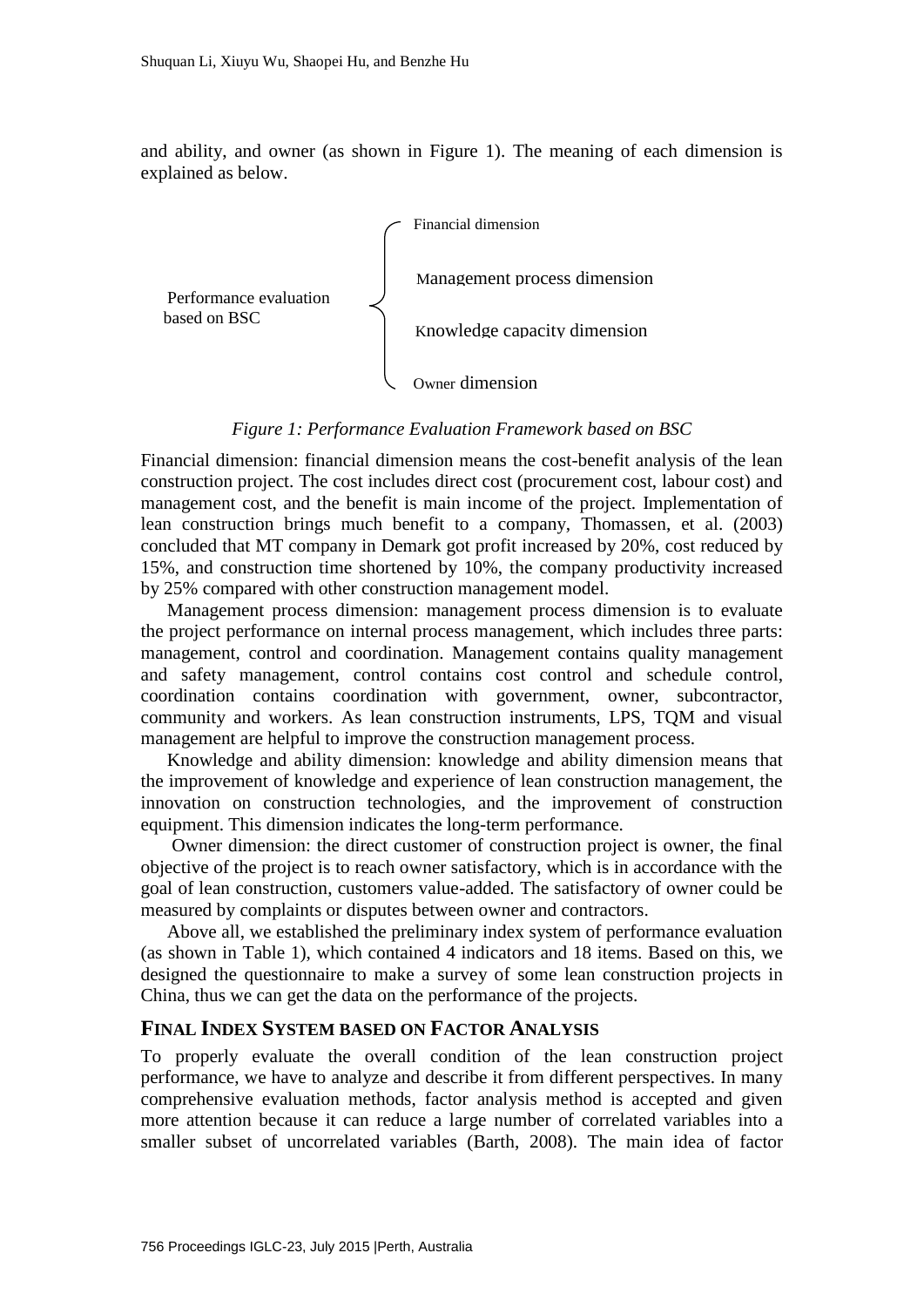and ability, and owner (as shown in Figure 1). The meaning of each dimension is explained as below.

Performance evaluation based on BSC
- Financial dimension
- Management process dimension
- Knowledge capacity dimension
- Owner dimension

*Figure 1: Performance Evaluation Framework based on BSC*

Financial dimension: financial dimension means the cost-benefit analysis of the lean construction project. The cost includes direct cost (procurement cost, labour cost) and management cost, and the benefit is main income of the project. Implementation of lean construction brings much benefit to a company, Thomassen, et al. (2003) concluded that MT company in Demark got profit increased by 20%, cost reduced by 15%, and construction time shortened by 10%, the company productivity increased by 25% compared with other construction management model.

Management process dimension: management process dimension is to evaluate the project performance on internal process management, which includes three parts: management, control and coordination. Management contains quality management and safety management, control contains cost control and schedule control, coordination contains coordination with government, owner, subcontractor, community and workers. As lean construction instruments, LPS, TQM and visual management are helpful to improve the construction management process.

Knowledge and ability dimension: knowledge and ability dimension means that the improvement of knowledge and experience of lean construction management, the innovation on construction technologies, and the improvement of construction equipment. This dimension indicates the long-term performance.

Owner dimension: the direct customer of construction project is owner, the final objective of the project is to reach owner satisfactory, which is in accordance with the goal of lean construction, customers value-added. The satisfactory of owner could be measured by complaints or disputes between owner and contractors.

Above all, we established the preliminary index system of performance evaluation (as shown in Table 1), which contained 4 indicators and 18 items. Based on this, we designed the questionnaire to make a survey of some lean construction projects in China, thus we can get the data on the performance of the projects.

## FINAL INDEX SYSTEM BASED ON FACTOR ANALYSIS

To properly evaluate the overall condition of the lean construction project performance, we have to analyze and describe it from different perspectives. In many comprehensive evaluation methods, factor analysis method is accepted and given more attention because it can reduce a large number of correlated variables into a smaller subset of uncorrelated variables (Barth, 2008). The main idea of factor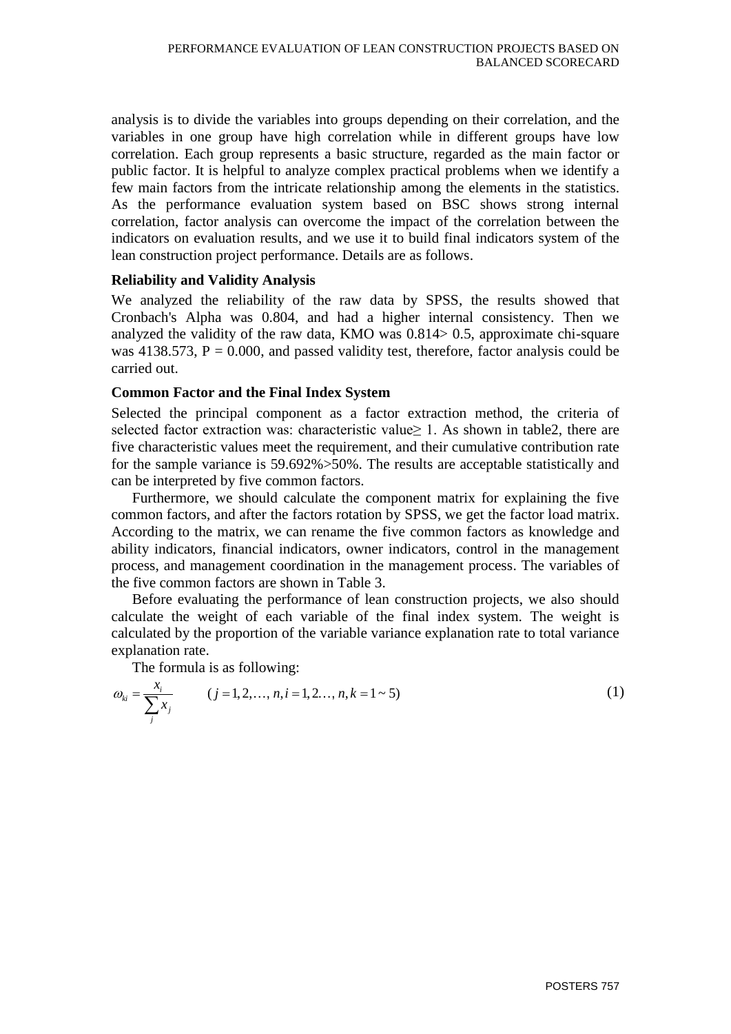analysis is to divide the variables into groups depending on their correlation, and the variables in one group have high correlation while in different groups have low correlation. Each group represents a basic structure, regarded as the main factor or public factor. It is helpful to analyze complex practical problems when we identify a few main factors from the intricate relationship among the elements in the statistics. As the performance evaluation system based on BSC shows strong internal correlation, factor analysis can overcome the impact of the correlation between the indicators on evaluation results, and we use it to build final indicators system of the lean construction project performance. Details are as follows.

### Reliability and Validity Analysis

We analyzed the reliability of the raw data by SPSS, the results showed that Cronbach's Alpha was 0.804, and had a higher internal consistency. Then we analyzed the validity of the raw data, KMO was 0.814> 0.5, approximate chi-square was 4138.573, P = 0.000, and passed validity test, therefore, factor analysis could be carried out.

### Common Factor and the Final Index System

Selected the principal component as a factor extraction method, the criteria of selected factor extraction was: characteristic value≥ 1. As shown in table2, there are five characteristic values meet the requirement, and their cumulative contribution rate for the sample variance is 59.692%>50%. The results are acceptable statistically and can be interpreted by five common factors.

Furthermore, we should calculate the component matrix for explaining the five common factors, and after the factors rotation by SPSS, we get the factor load matrix. According to the matrix, we can rename the five common factors as knowledge and ability indicators, financial indicators, owner indicators, control in the management process, and management coordination in the management process. The variables of the five common factors are shown in Table 3.

Before evaluating the performance of lean construction projects, we also should calculate the weight of each variable of the final index system. The weight is calculated by the proportion of the variable variance explanation rate to total variance explanation rate.

The formula is as following:

$$\omega_{ki} = \frac{x_i}{\sum_j x_j} \qquad (j = 1, 2, \ldots, n, i = 1, 2 \ldots, n, k = 1 \sim 5) \tag{1}$$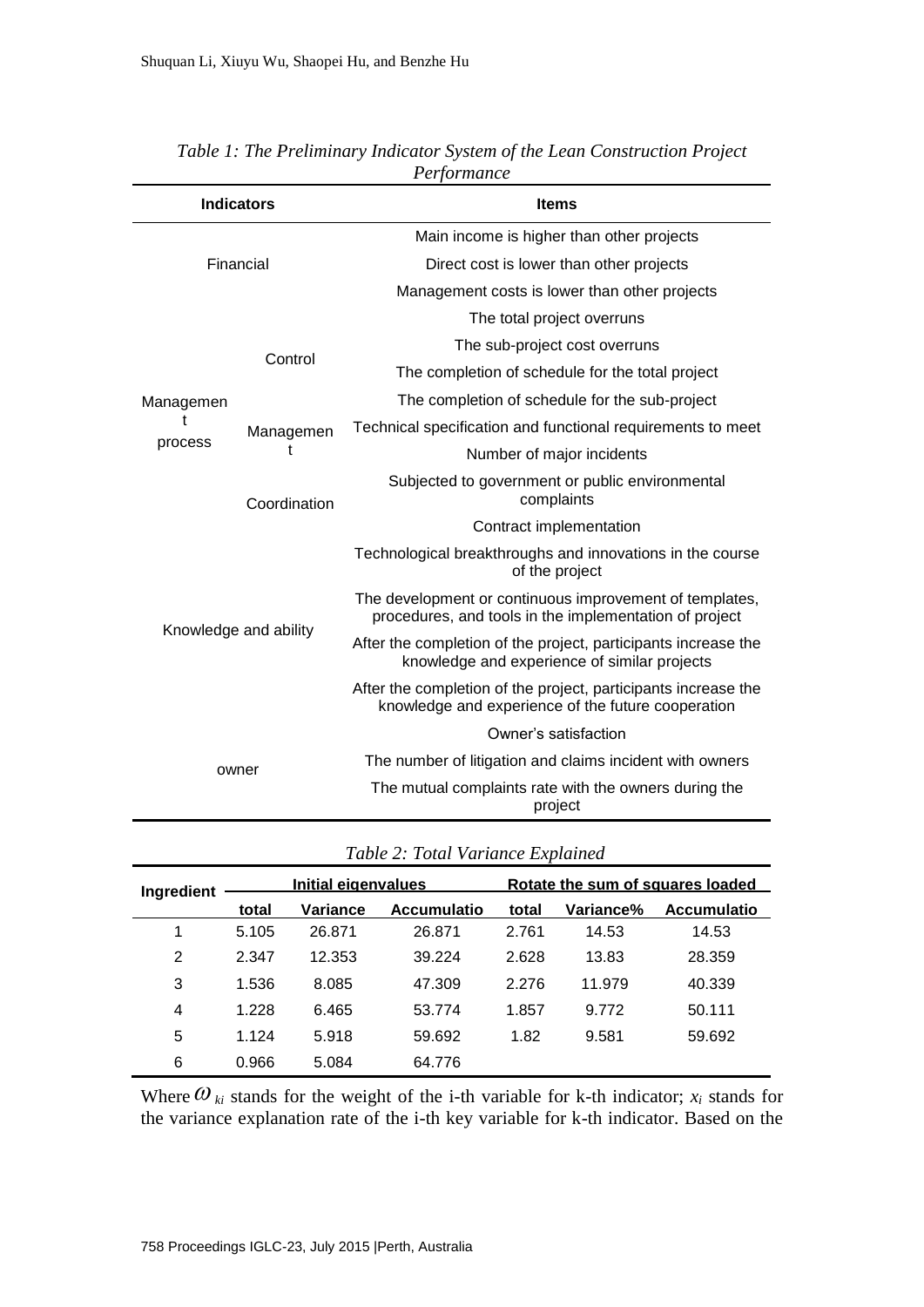*Table 1: The Preliminary Indicator System of the Lean Construction Project Performance*

| Indicators | | Items |
|---|---|---|
| Financial | | Main income is higher than other projects |
| | | Direct cost is lower than other projects |
| | | Management costs is lower than other projects |
| Management process | Control | The total project overruns |
| | | The sub-project cost overruns |
| | | The completion of schedule for the total project |
| | | The completion of schedule for the sub-project |
| | Management | Technical specification and functional requirements to meet |
| | | Number of major incidents |
| | Coordination | Subjected to government or public environmental complaints |
| | | Contract implementation |
| Knowledge and ability | | Technological breakthroughs and innovations in the course of the project |
| | | The development or continuous improvement of templates, procedures, and tools in the implementation of project |
| | | After the completion of the project, participants increase the knowledge and experience of similar projects |
| | | After the completion of the project, participants increase the knowledge and experience of the future cooperation |
| owner | | Owner's satisfaction |
| | | The number of litigation and claims incident with owners |
| | | The mutual complaints rate with the owners during the project |

*Table 2: Total Variance Explained*

| Ingredient | Initial eigenvalues | | | Rotate the sum of squares loaded | | |
|---|---|---|---|---|---|---|
| | total | Variance | Accumulatio | total | Variance% | Accumulatio |
| 1 | 5.105 | 26.871 | 26.871 | 2.761 | 14.53 | 14.53 |
| 2 | 2.347 | 12.353 | 39.224 | 2.628 | 13.83 | 28.359 |
| 3 | 1.536 | 8.085 | 47.309 | 2.276 | 11.979 | 40.339 |
| 4 | 1.228 | 6.465 | 53.774 | 1.857 | 9.772 | 50.111 |
| 5 | 1.124 | 5.918 | 59.692 | 1.82 | 9.581 | 59.692 |
| 6 | 0.966 | 5.084 | 64.776 | | | |

Where $\omega_{ki}$ stands for the weight of the i-th variable for k-th indicator; $x_i$ stands for the variance explanation rate of the i-th key variable for k-th indicator. Based on the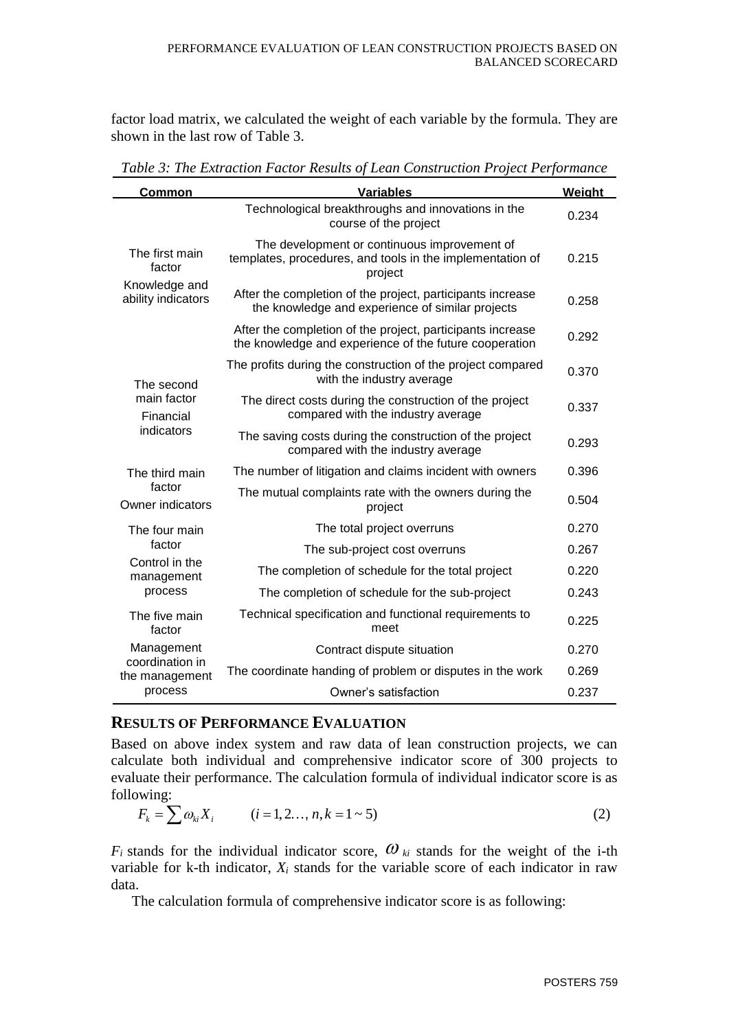factor load matrix, we calculated the weight of each variable by the formula. They are shown in the last row of Table 3.

*Table 3: The Extraction Factor Results of Lean Construction Project Performance*

| Common | Variables | Weight |
|---|---|---|
| The first main factor Knowledge and ability indicators | Technological breakthroughs and innovations in the course of the project | 0.234 |
| | The development or continuous improvement of templates, procedures, and tools in the implementation of project | 0.215 |
| | After the completion of the project, participants increase the knowledge and experience of similar projects | 0.258 |
| | After the completion of the project, participants increase the knowledge and experience of the future cooperation | 0.292 |
| The second main factor Financial indicators | The profits during the construction of the project compared with the industry average | 0.370 |
| | The direct costs during the construction of the project compared with the industry average | 0.337 |
| | The saving costs during the construction of the project compared with the industry average | 0.293 |
| The third main factor Owner indicators | The number of litigation and claims incident with owners | 0.396 |
| | The mutual complaints rate with the owners during the project | 0.504 |
| The four main factor Control in the management process | The total project overruns | 0.270 |
| | The sub-project cost overruns | 0.267 |
| | The completion of schedule for the total project | 0.220 |
| | The completion of schedule for the sub-project | 0.243 |
| The five main factor Management coordination in the management process | Technical specification and functional requirements to meet | 0.225 |
| | Contract dispute situation | 0.270 |
| | The coordinate handing of problem or disputes in the work | 0.269 |
| | Owner's satisfaction | 0.237 |

## RESULTS OF PERFORMANCE EVALUATION

Based on above index system and raw data of lean construction projects, we can calculate both individual and comprehensive indicator score of 300 projects to evaluate their performance. The calculation formula of individual indicator score is as following:

$$F_k = \sum \omega_{ki} X_i \qquad (i = 1, 2\ldots, n, k = 1 \sim 5) \tag{2}$$

$F_i$ stands for the individual indicator score, $\omega_{ki}$ stands for the weight of the i-th variable for k-th indicator, $X_i$ stands for the variable score of each indicator in raw data.

The calculation formula of comprehensive indicator score is as following: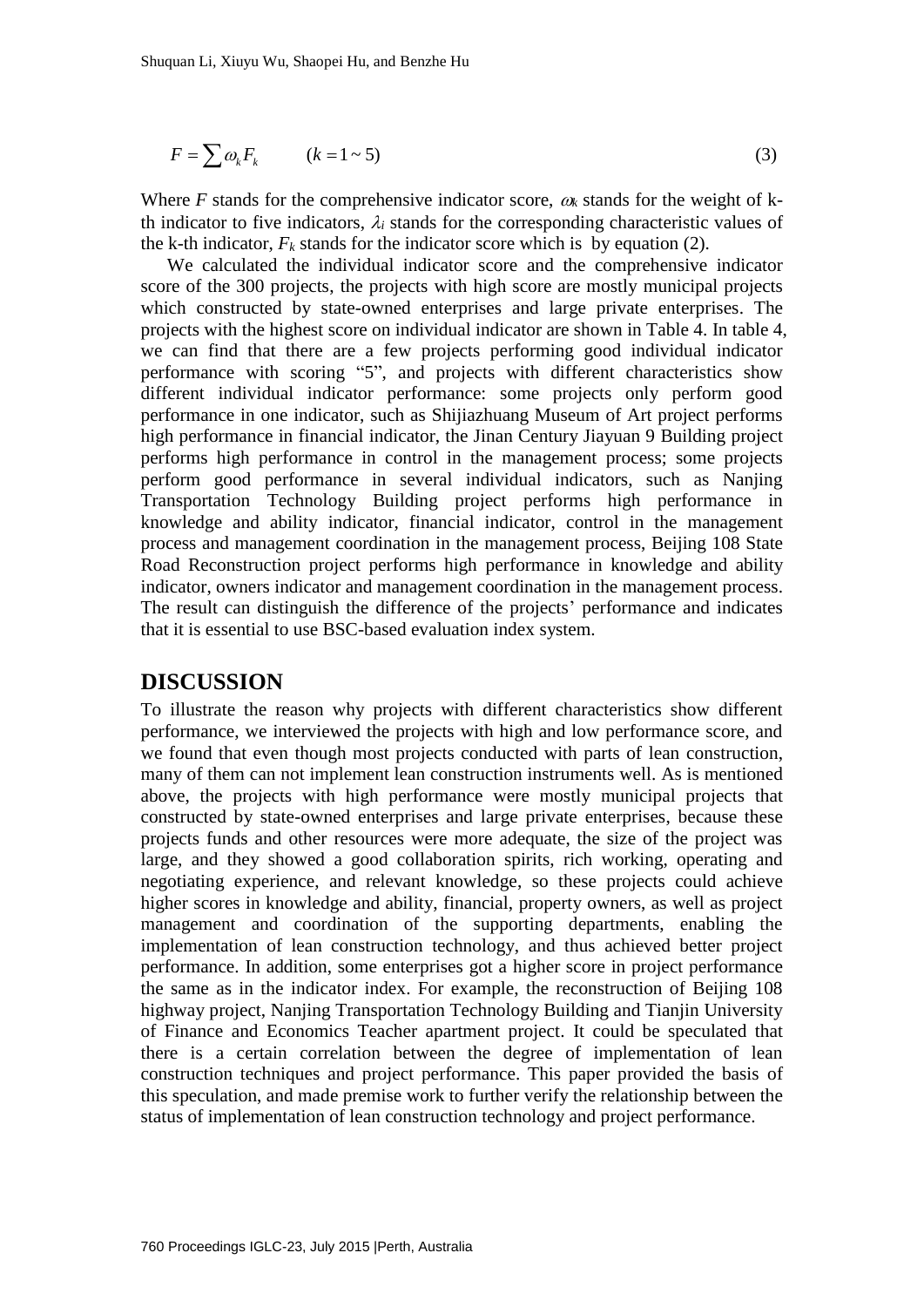$$F = \sum \omega_k F_k \qquad (k = 1 \sim 5) \tag{3}$$

Where *F* stands for the comprehensive indicator score, $\omega_k$ stands for the weight of k-th indicator to five indicators, $\lambda_i$ stands for the corresponding characteristic values of the k-th indicator, $F_k$ stands for the indicator score which is by equation (2).

We calculated the individual indicator score and the comprehensive indicator score of the 300 projects, the projects with high score are mostly municipal projects which constructed by state-owned enterprises and large private enterprises. The projects with the highest score on individual indicator are shown in Table 4. In table 4, we can find that there are a few projects performing good individual indicator performance with scoring "5", and projects with different characteristics show different individual indicator performance: some projects only perform good performance in one indicator, such as Shijiazhuang Museum of Art project performs high performance in financial indicator, the Jinan Century Jiayuan 9 Building project performs high performance in control in the management process; some projects perform good performance in several individual indicators, such as Nanjing Transportation Technology Building project performs high performance in knowledge and ability indicator, financial indicator, control in the management process and management coordination in the management process, Beijing 108 State Road Reconstruction project performs high performance in knowledge and ability indicator, owners indicator and management coordination in the management process. The result can distinguish the difference of the projects' performance and indicates that it is essential to use BSC-based evaluation index system.

## DISCUSSION

To illustrate the reason why projects with different characteristics show different performance, we interviewed the projects with high and low performance score, and we found that even though most projects conducted with parts of lean construction, many of them can not implement lean construction instruments well. As is mentioned above, the projects with high performance were mostly municipal projects that constructed by state-owned enterprises and large private enterprises, because these projects funds and other resources were more adequate, the size of the project was large, and they showed a good collaboration spirits, rich working, operating and negotiating experience, and relevant knowledge, so these projects could achieve higher scores in knowledge and ability, financial, property owners, as well as project management and coordination of the supporting departments, enabling the implementation of lean construction technology, and thus achieved better project performance. In addition, some enterprises got a higher score in project performance the same as in the indicator index. For example, the reconstruction of Beijing 108 highway project, Nanjing Transportation Technology Building and Tianjin University of Finance and Economics Teacher apartment project. It could be speculated that there is a certain correlation between the degree of implementation of lean construction techniques and project performance. This paper provided the basis of this speculation, and made premise work to further verify the relationship between the status of implementation of lean construction technology and project performance.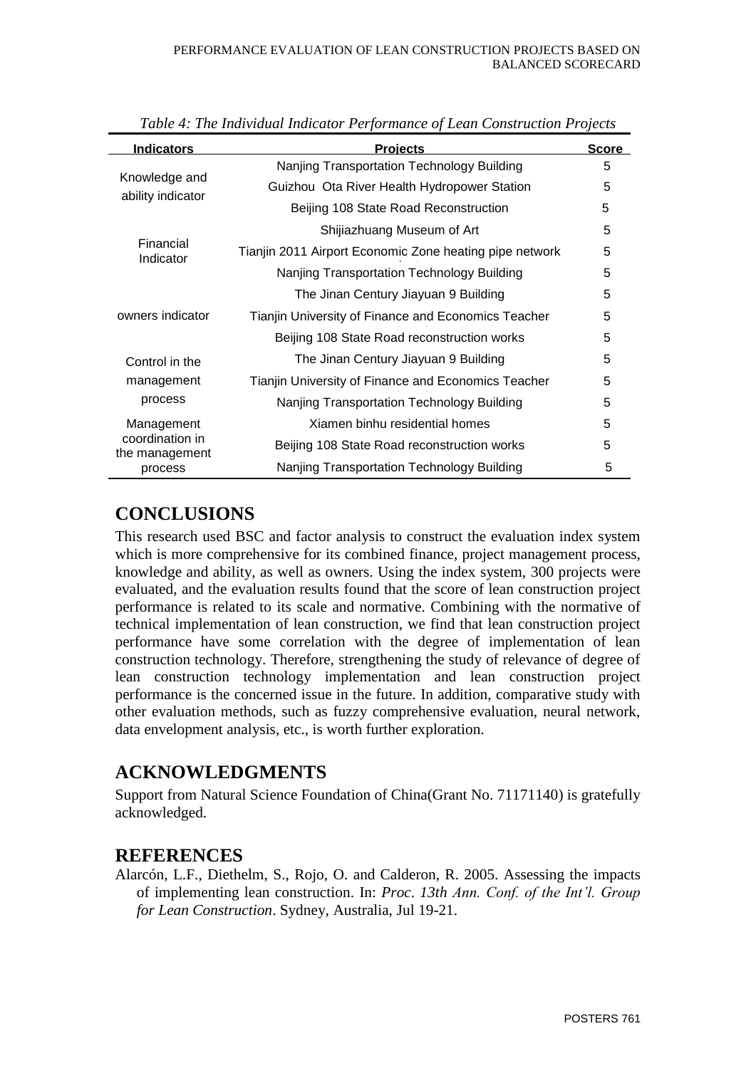*Table 4: The Individual Indicator Performance of Lean Construction Projects*

| Indicators | Projects | Score |
|---|---|---|
| Knowledge and ability indicator | Nanjing Transportation Technology Building | 5 |
| | Guizhou Ota River Health Hydropower Station | 5 |
| | Beijing 108 State Road Reconstruction | 5 |
| Financial Indicator | Shijiazhuang Museum of Art | 5 |
| | Tianjin 2011 Airport Economic Zone heating pipe network | 5 |
| | Nanjing Transportation Technology Building | 5 |
| owners indicator | The Jinan Century Jiayuan 9 Building | 5 |
| | Tianjin University of Finance and Economics Teacher | 5 |
| | Beijing 108 State Road reconstruction works | 5 |
| Control in the management process | The Jinan Century Jiayuan 9 Building | 5 |
| | Tianjin University of Finance and Economics Teacher | 5 |
| | Nanjing Transportation Technology Building | 5 |
| Management coordination in the management process | Xiamen binhu residential homes | 5 |
| | Beijing 108 State Road reconstruction works | 5 |
| | Nanjing Transportation Technology Building | 5 |

# CONCLUSIONS

This research used BSC and factor analysis to construct the evaluation index system which is more comprehensive for its combined finance, project management process, knowledge and ability, as well as owners. Using the index system, 300 projects were evaluated, and the evaluation results found that the score of lean construction project performance is related to its scale and normative. Combining with the normative of technical implementation of lean construction, we find that lean construction project performance have some correlation with the degree of implementation of lean construction technology. Therefore, strengthening the study of relevance of degree of lean construction technology implementation and lean construction project performance is the concerned issue in the future. In addition, comparative study with other evaluation methods, such as fuzzy comprehensive evaluation, neural network, data envelopment analysis, etc., is worth further exploration.

# ACKNOWLEDGMENTS

Support from Natural Science Foundation of China(Grant No. 71171140) is gratefully acknowledged.

# REFERENCES

Alarcón, L.F., Diethelm, S., Rojo, O. and Calderon, R. 2005. Assessing the impacts of implementing lean construction. In: *Proc. 13th Ann. Conf. of the Int'l. Group for Lean Construction*. Sydney, Australia, Jul 19-21.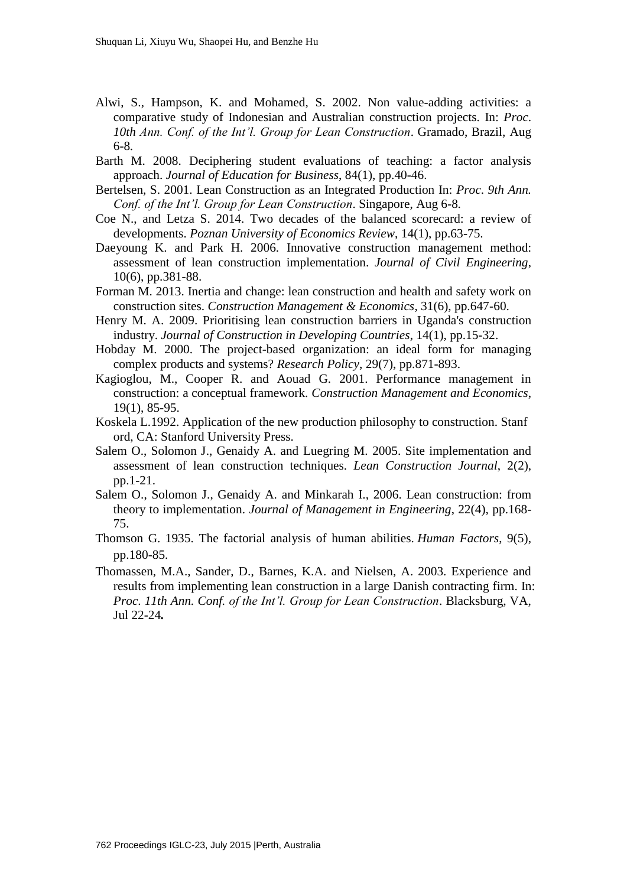Alwi, S., Hampson, K. and Mohamed, S. 2002. Non value-adding activities: a comparative study of Indonesian and Australian construction projects. In: *Proc. 10th Ann. Conf. of the Int'l. Group for Lean Construction*. Gramado, Brazil, Aug 6-8.

Barth M. 2008. Deciphering student evaluations of teaching: a factor analysis approach. *Journal of Education for Business*, 84(1), pp.40-46.

Bertelsen, S. 2001. Lean Construction as an Integrated Production In: *Proc. 9th Ann. Conf. of the Int'l. Group for Lean Construction*. Singapore, Aug 6-8.

Coe N., and Letza S. 2014. Two decades of the balanced scorecard: a review of developments. *Poznan University of Economics Review*, 14(1), pp.63-75.

Daeyoung K. and Park H. 2006. Innovative construction management method: assessment of lean construction implementation. *Journal of Civil Engineering*, 10(6), pp.381-88.

Forman M. 2013. Inertia and change: lean construction and health and safety work on construction sites. *Construction Management & Economics*, 31(6), pp.647-60.

Henry M. A. 2009. Prioritising lean construction barriers in Uganda's construction industry. *Journal of Construction in Developing Countries*, 14(1), pp.15-32.

Hobday M. 2000. The project-based organization: an ideal form for managing complex products and systems? *Research Policy*, 29(7), pp.871-893.

Kagioglou, M., Cooper R. and Aouad G. 2001. Performance management in construction: a conceptual framework. *Construction Management and Economics*, 19(1), 85-95.

Koskela L.1992. Application of the new production philosophy to construction. Stanford, CA: Stanford University Press.

Salem O., Solomon J., Genaidy A. and Luegring M. 2005. Site implementation and assessment of lean construction techniques. *Lean Construction Journal*, 2(2), pp.1-21.

Salem O., Solomon J., Genaidy A. and Minkarah I., 2006. Lean construction: from theory to implementation. *Journal of Management in Engineering*, 22(4), pp.168-75.

Thomson G. 1935. The factorial analysis of human abilities. *Human Factors*, 9(5), pp.180-85.

Thomassen, M.A., Sander, D., Barnes, K.A. and Nielsen, A. 2003. Experience and results from implementing lean construction in a large Danish contracting firm. In: *Proc. 11th Ann. Conf. of the Int'l. Group for Lean Construction*. Blacksburg, VA, Jul 22-24**.**